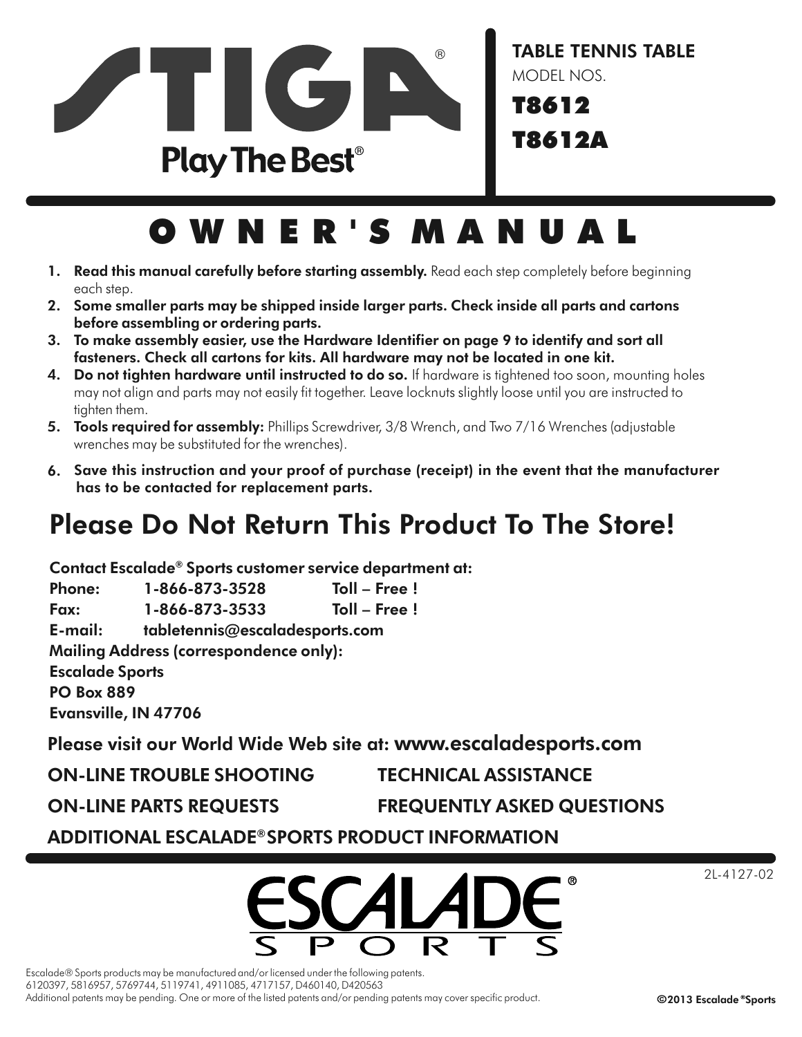# STIGA®

Play The Best®

TABLE TENNIS TABLE

MODEL NOS.

**T8612**

**T8612A**

# O W N E R ' S   M A N U A L

1. **Read this manual carefully before starting assembly.** Read each step completely before beginning each step.
2. **Some smaller parts may be shipped inside larger parts. Check inside all parts and cartons before assembling or ordering parts.**
3. **To make assembly easier, use the Hardware Identifier on page 9 to identify and sort all fasteners. Check all cartons for kits. All hardware may not be located in one kit.**
4. **Do not tighten hardware until instructed to do so.** If hardware is tightened too soon, mounting holes may not align and parts may not easily fit together. Leave locknuts slightly loose until you are instructed to tighten them.
5. **Tools required for assembly:** Phillips Screwdriver, 3/8 Wrench, and Two 7/16 Wrenches (adjustable wrenches may be substituted for the wrenches).
6. **Save this instruction and your proof of purchase (receipt) in the event that the manufacturer has to be contacted for replacement parts.**

## Please Do Not Return This Product To The Store!

**Contact Escalade® Sports customer service department at:**

**Phone: 1-866-873-3528 Toll – Free !**

**Fax: 1-866-873-3533 Toll – Free !**

**E-mail: tabletennis@escaladesports.com**

**Mailing Address (correspondence only):**

**Escalade Sports**

**PO Box 889**

**Evansville, IN 47706**

**Please visit our World Wide Web site at: www.escaladesports.com**

ON-LINE TROUBLE SHOOTING

TECHNICAL ASSISTANCE

ON-LINE PARTS REQUESTS

FREQUENTLY ASKED QUESTIONS

ADDITIONAL ESCALADE® SPORTS PRODUCT INFORMATION

ESCALADE® SPORTS

2L-4127-02

Escalade® Sports products may be manufactured and/or licensed under the following patents.
6120397, 5816957, 5769744, 5119741, 4911085, 4717157, D460140, D420563
Additional patents may be pending. One or more of the listed patents and/or pending patents may cover specific product.

**©2013 Escalade®Sports**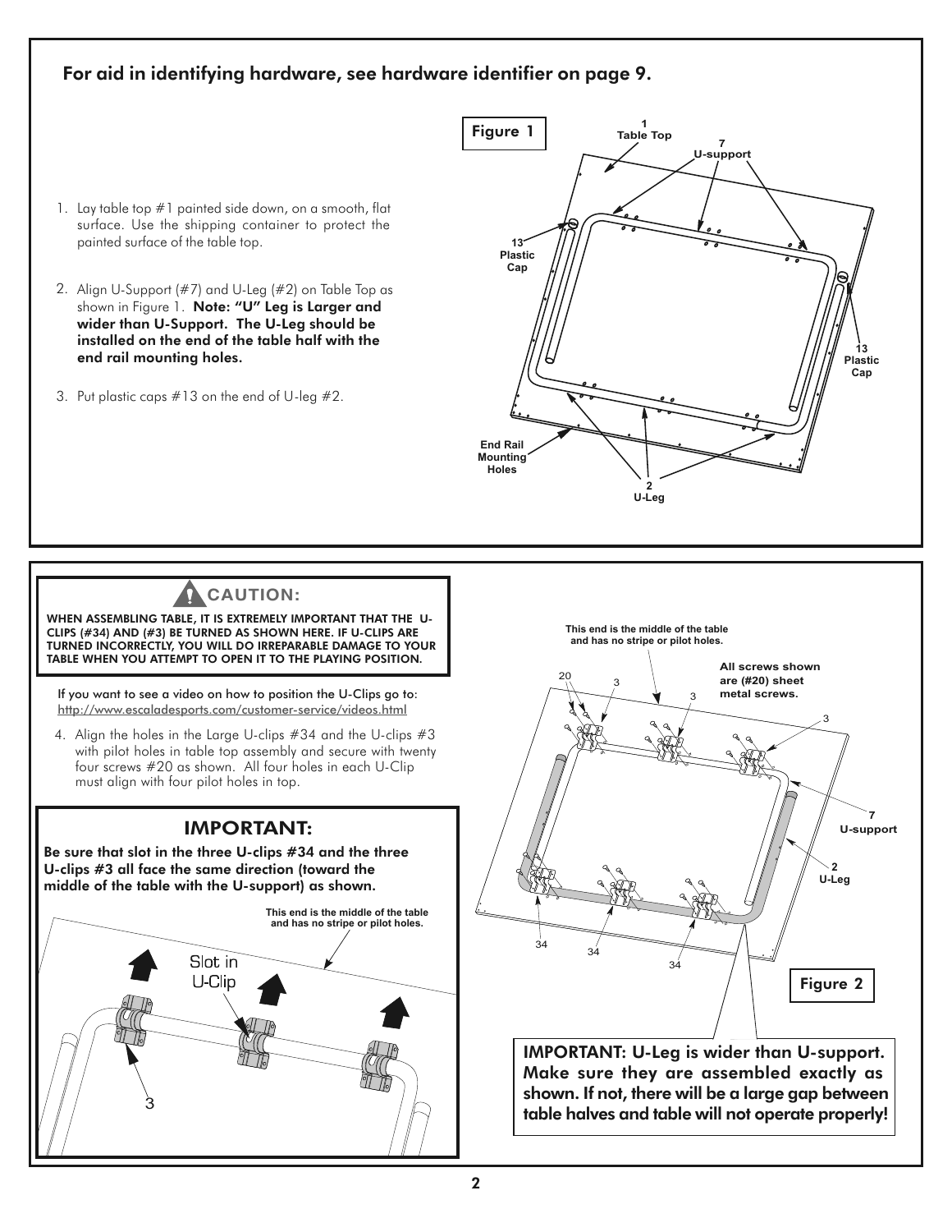## For aid in identifying hardware, see hardware identifier on page 9.

1. Lay table top #1 painted side down, on a smooth, flat surface. Use the shipping container to protect the painted surface of the table top.
2. Align U-Support (#7) and U-Leg (#2) on Table Top as shown in Figure 1. **Note: "U" Leg is Larger and wider than U-Support. The U-Leg should be installed on the end of the table half with the end rail mounting holes.**
3. Put plastic caps #13 on the end of U-leg #2.

Figure 1

1 Table Top

7 U-support

13 Plastic Cap

13 Plastic Cap

End Rail Mounting Holes

2 U-Leg

## CAUTION:

**WHEN ASSEMBLING TABLE, IT IS EXTREMELY IMPORTANT THAT THE U-CLIPS (#34) AND (#3) BE TURNED AS SHOWN HERE. IF U-CLIPS ARE TURNED INCORRECTLY, YOU WILL DO IRREPARABLE DAMAGE TO YOUR TABLE WHEN YOU ATTEMPT TO OPEN IT TO THE PLAYING POSITION.**

If you want to see a video on how to position the U-Clips go to: http://www.escaladesports.com/customer-service/videos.html

4. Align the holes in the Large U-clips #34 and the U-clips #3 with pilot holes in table top assembly and secure with twenty four screws #20 as shown. All four holes in each U-Clip must align with four pilot holes in top.

## IMPORTANT:

**Be sure that slot in the three U-clips #34 and the three U-clips #3 all face the same direction (toward the middle of the table with the U-support) as shown.**

This end is the middle of the table and has no stripe or pilot holes.

Slot in U-Clip

3

This end is the middle of the table and has no stripe or pilot holes.

All screws shown are (#20) sheet metal screws.

20

3

3

3

7 U-support

2 U-Leg

34

34

34

Figure 2

**IMPORTANT: U-Leg is wider than U-support. Make sure they are assembled exactly as shown. If not, there will be a large gap between table halves and table will not operate properly!**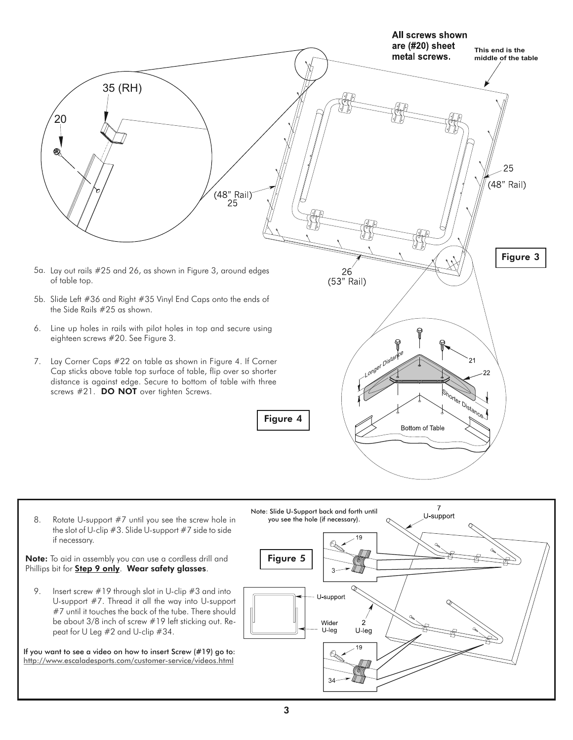All screws shown are (#20) sheet metal screws.

This end is the middle of the table

35 (RH)

20

(48" Rail) 25

25 (48" Rail)

26 (53" Rail)

**Figure 3**

5a. Lay out rails #25 and 26, as shown in Figure 3, around edges of table top.

5b. Slide Left #36 and Right #35 Vinyl End Caps onto the ends of the Side Rails #25 as shown.

6. Line up holes in rails with pilot holes in top and secure using eighteen screws #20. See Figure 3.

7. Lay Corner Caps #22 on table as shown in Figure 4. If Corner Cap sticks above table top surface of table, flip over so shorter distance is against edge. Secure to bottom of table with three screws #21. **DO NOT** over tighten Screws.

Longer Distance

21

22

Shorter Distance

Bottom of Table

**Figure 4**

8. Rotate U-support #7 until you see the screw hole in the slot of U-clip #3. Slide U-support #7 side to side if necessary.

**Note:** To aid in assembly you can use a cordless drill and Phillips bit for **Step 9 only**. **Wear safety glasses**.

9. Insert screw #19 through slot in U-clip #3 and into U-support #7. Thread it all the way into U-support #7 until it touches the back of the tube. There should be about 3/8 inch of screw #19 left sticking out. Repeat for U Leg #2 and U-clip #34.

If you want to see a video on how to insert Screw (#19) go to: http://www.escaladesports.com/customer-service/videos.html

Note: Slide U-Support back and forth until you see the hole (if necessary).

7 U-support

19

3

**Figure 5**

U-support

Wider U-leg

2 U-leg

19

34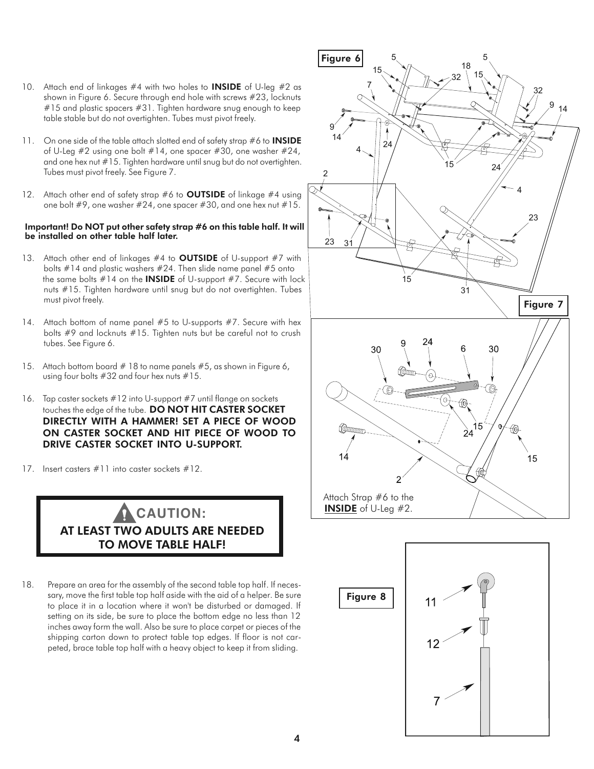10. Attach end of linkages #4 with two holes to **INSIDE** of U-leg #2 as shown in Figure 6. Secure through end hole with screws #23, locknuts #15 and plastic spacers #31. Tighten hardware snug enough to keep table stable but do not overtighten. Tubes must pivot freely.

11. On one side of the table attach slotted end of safety strap #6 to **INSIDE** of U-Leg #2 using one bolt #14, one spacer #30, one washer #24, and one hex nut #15. Tighten hardware until snug but do not overtighten. Tubes must pivot freely. See Figure 7.

12. Attach other end of safety strap #6 to **OUTSIDE** of linkage #4 using one bolt #9, one washer #24, one spacer #30, and one hex nut #15.

**Important! Do NOT put other safety strap #6 on this table half. It will be installed on other table half later.**

13. Attach other end of linkages #4 to **OUTSIDE** of U-support #7 with bolts #14 and plastic washers #24. Then slide name panel #5 onto the same bolts #14 on the **INSIDE** of U-support #7. Secure with lock nuts #15. Tighten hardware until snug but do not overtighten. Tubes must pivot freely.

14. Attach bottom of name panel #5 to U-supports #7. Secure with hex bolts #9 and locknuts #15. Tighten nuts but be careful not to crush tubes. See Figure 6.

15. Attach bottom board # 18 to name panels #5, as shown in Figure 6, using four bolts #32 and four hex nuts #15.

16. Tap caster sockets #12 into U-support #7 until flange on sockets touches the edge of the tube. **DO NOT HIT CASTER SOCKET DIRECTLY WITH A HAMMER! SET A PIECE OF WOOD ON CASTER SOCKET AND HIT PIECE OF WOOD TO DRIVE CASTER SOCKET INTO U-SUPPORT.**

17. Insert casters #11 into caster sockets #12.

**CAUTION:**
**AT LEAST TWO ADULTS ARE NEEDED TO MOVE TABLE HALF!**

18. Prepare an area for the assembly of the second table top half. If necessary, move the first table top half aside with the aid of a helper. Be sure to place it in a location where it won't be disturbed or damaged. If setting on its side, be sure to place the bottom edge no less than 12 inches away form the wall. Also be sure to place carpet or pieces of the shipping carton down to protect table top edges. If floor is not carpeted, brace table top half with a heavy object to keep it from sliding.

Figure 6

Figure 7

Attach Strap #6 to the **INSIDE** of U-Leg #2.

Figure 8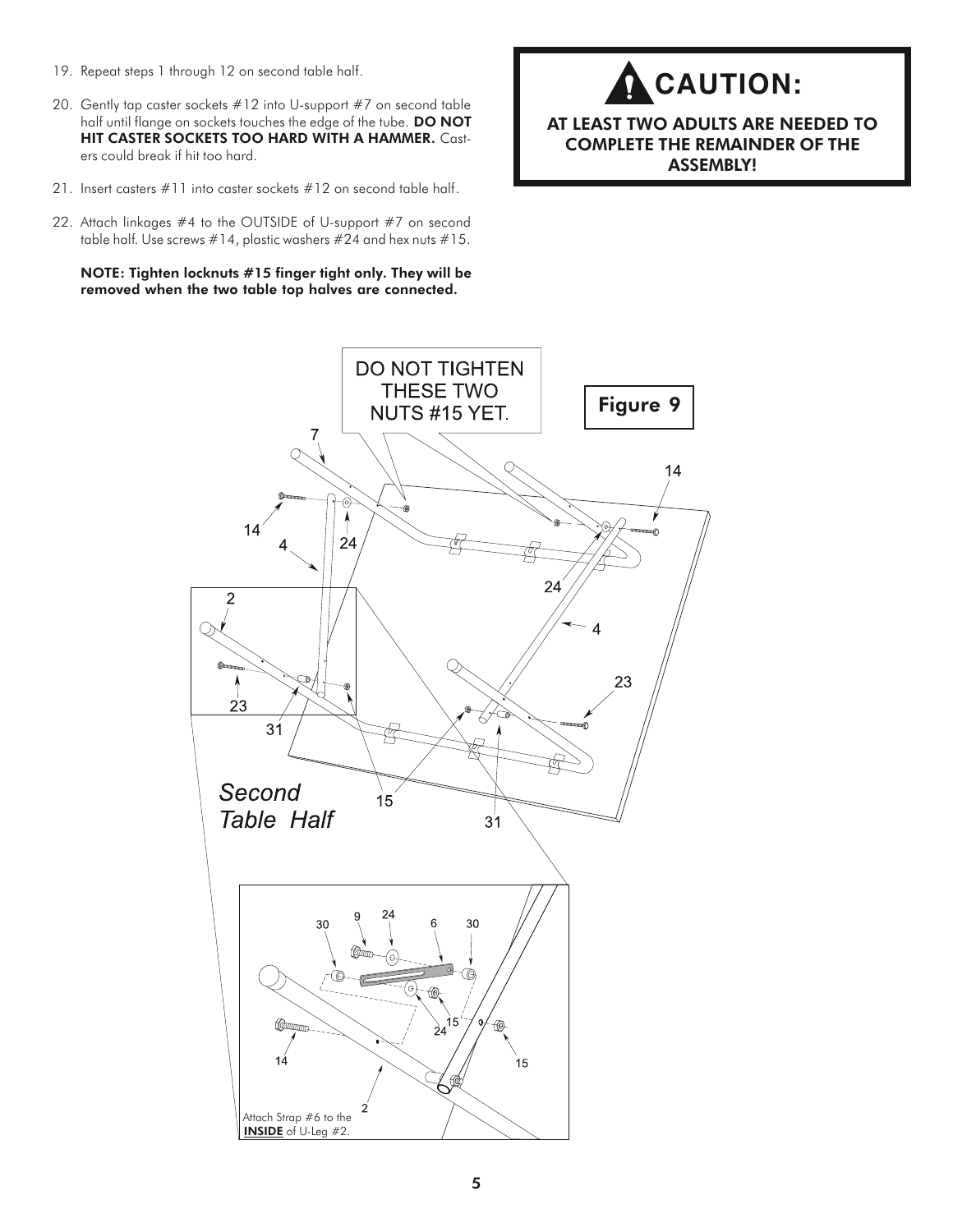19. Repeat steps 1 through 12 on second table half.
20. Gently tap caster sockets #12 into U-support #7 on second table half until flange on sockets touches the edge of the tube. **DO NOT HIT CASTER SOCKETS TOO HARD WITH A HAMMER.** Casters could break if hit too hard.
21. Insert casters #11 into caster sockets #12 on second table half.
22. Attach linkages #4 to the OUTSIDE of U-support #7 on second table half. Use screws #14, plastic washers #24 and hex nuts #15.

    **NOTE: Tighten locknuts #15 finger tight only. They will be removed when the two table top halves are connected.**

## CAUTION:

**AT LEAST TWO ADULTS ARE NEEDED TO COMPLETE THE REMAINDER OF THE ASSEMBLY!**

DO NOT TIGHTEN THESE TWO NUTS #15 YET.

**Figure 9**

*Second Table Half*

Attach Strap #6 to the **INSIDE** of U-Leg #2.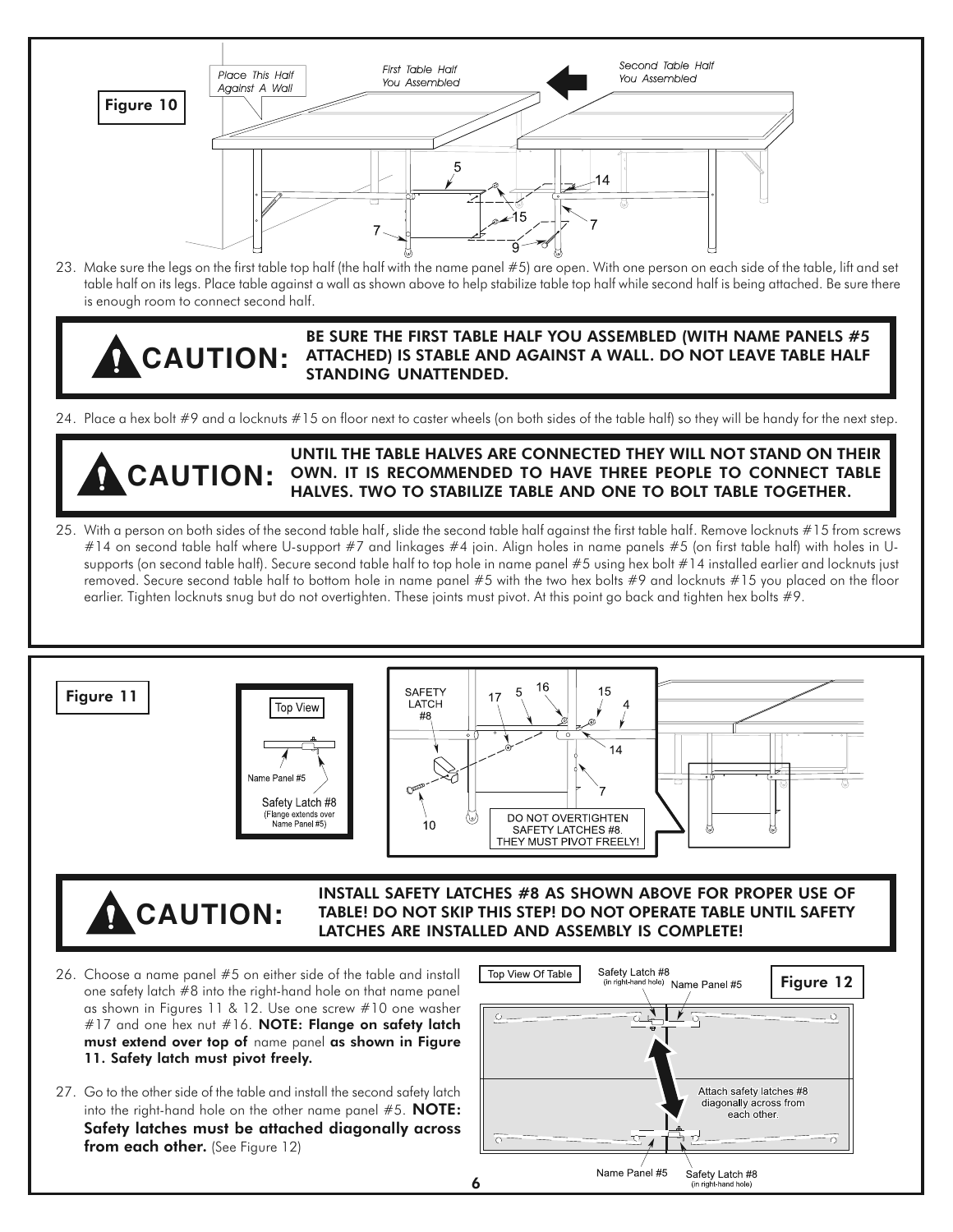**Figure 10**

23. Make sure the legs on the first table top half (the half with the name panel #5) are open. With one person on each side of the table, lift and set table half on its legs. Place table against a wall as shown above to help stabilize table top half while second half is being attached. Be sure there is enough room to connect second half.

> **CAUTION: BE SURE THE FIRST TABLE HALF YOU ASSEMBLED (WITH NAME PANELS #5 ATTACHED) IS STABLE AND AGAINST A WALL. DO NOT LEAVE TABLE HALF STANDING UNATTENDED.**

24. Place a hex bolt #9 and a locknuts #15 on floor next to caster wheels (on both sides of the table half) so they will be handy for the next step.

> **CAUTION: UNTIL THE TABLE HALVES ARE CONNECTED THEY WILL NOT STAND ON THEIR OWN. IT IS RECOMMENDED TO HAVE THREE PEOPLE TO CONNECT TABLE HALVES. TWO TO STABILIZE TABLE AND ONE TO BOLT TABLE TOGETHER.**

25. With a person on both sides of the second table half, slide the second table half against the first table half. Remove locknuts #15 from screws #14 on second table half where U-support #7 and linkages #4 join. Align holes in name panels #5 (on first table half) with holes in U-supports (on second table half). Secure second table half to top hole in name panel #5 using hex bolt #14 installed earlier and locknuts just removed. Secure second table half to bottom hole in name panel #5 with the two hex bolts #9 and locknuts #15 you placed on the floor earlier. Tighten locknuts snug but do not overtighten. These joints must pivot. At this point go back and tighten hex bolts #9.

**Figure 11**

> **CAUTION: INSTALL SAFETY LATCHES #8 AS SHOWN ABOVE FOR PROPER USE OF TABLE! DO NOT SKIP THIS STEP! DO NOT OPERATE TABLE UNTIL SAFETY LATCHES ARE INSTALLED AND ASSEMBLY IS COMPLETE!**

26. Choose a name panel #5 on either side of the table and install one safety latch #8 into the right-hand hole on that name panel as shown in Figures 11 & 12. Use one screw #10 one washer #17 and one hex nut #16. **NOTE: Flange on safety latch must extend over top of** name panel **as shown in Figure 11. Safety latch must pivot freely.**

27. Go to the other side of the table and install the second safety latch into the right-hand hole on the other name panel #5. **NOTE: Safety latches must be attached diagonally across from each other.** (See Figure 12)

**Figure 12**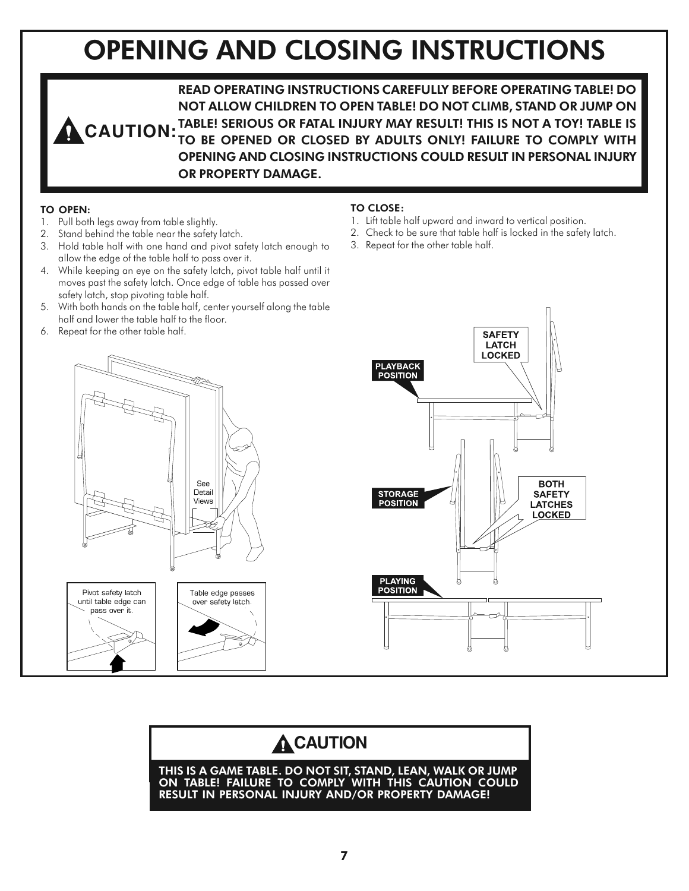# OPENING AND CLOSING INSTRUCTIONS

**CAUTION: READ OPERATING INSTRUCTIONS CAREFULLY BEFORE OPERATING TABLE! DO NOT ALLOW CHILDREN TO OPEN TABLE! DO NOT CLIMB, STAND OR JUMP ON TABLE! SERIOUS OR FATAL INJURY MAY RESULT! THIS IS NOT A TOY! TABLE IS TO BE OPENED OR CLOSED BY ADULTS ONLY! FAILURE TO COMPLY WITH OPENING AND CLOSING INSTRUCTIONS COULD RESULT IN PERSONAL INJURY OR PROPERTY DAMAGE.**

**TO OPEN:**

1. Pull both legs away from table slightly.
2. Stand behind the table near the safety latch.
3. Hold table half with one hand and pivot safety latch enough to allow the edge of the table half to pass over it.
4. While keeping an eye on the safety latch, pivot table half until it moves past the safety latch. Once edge of table has passed over safety latch, stop pivoting table half.
5. With both hands on the table half, center yourself along the table half and lower the table half to the floor.
6. Repeat for the other table half.

**TO CLOSE:**

1. Lift table half upward and inward to vertical position.
2. Check to be sure that table half is locked in the safety latch.
3. Repeat for the other table half.

See Detail Views

Pivot safety latch until table edge can pass over it.

Table edge passes over safety latch.

PLAYBACK POSITION

SAFETY LATCH LOCKED

STORAGE POSITION

BOTH SAFETY LATCHES LOCKED

PLAYING POSITION

## CAUTION

**THIS IS A GAME TABLE. DO NOT SIT, STAND, LEAN, WALK OR JUMP ON TABLE! FAILURE TO COMPLY WITH THIS CAUTION COULD RESULT IN PERSONAL INJURY AND/OR PROPERTY DAMAGE!**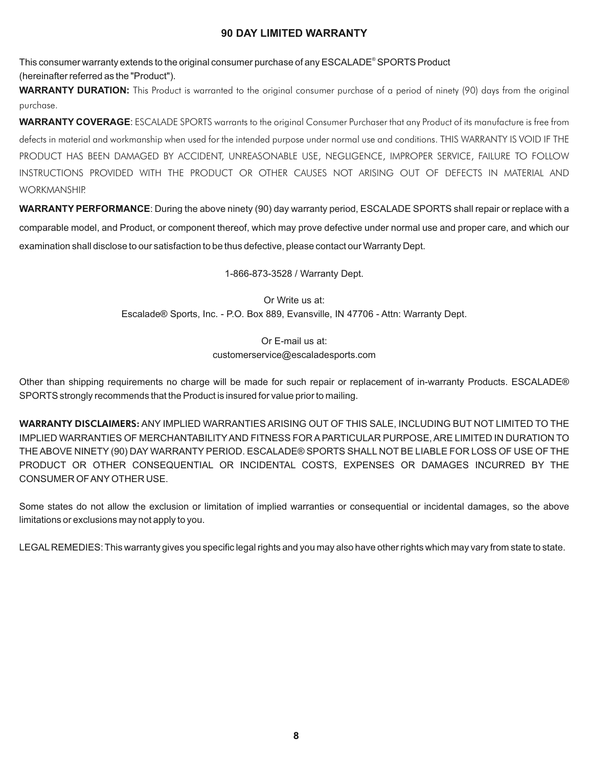# 90 DAY LIMITED WARRANTY

This consumer warranty extends to the original consumer purchase of any ESCALADE® SPORTS Product (hereinafter referred as the "Product").

**WARRANTY DURATION:** This Product is warranted to the original consumer purchase of a period of ninety (90) days from the original purchase.

**WARRANTY COVERAGE**: ESCALADE SPORTS warrants to the original Consumer Purchaser that any Product of its manufacture is free from defects in material and workmanship when used for the intended purpose under normal use and conditions. THIS WARRANTY IS VOID IF THE PRODUCT HAS BEEN DAMAGED BY ACCIDENT, UNREASONABLE USE, NEGLIGENCE, IMPROPER SERVICE, FAILURE TO FOLLOW INSTRUCTIONS PROVIDED WITH THE PRODUCT OR OTHER CAUSES NOT ARISING OUT OF DEFECTS IN MATERIAL AND WORKMANSHIP.

**WARRANTY PERFORMANCE**: During the above ninety (90) day warranty period, ESCALADE SPORTS shall repair or replace with a comparable model, and Product, or component thereof, which may prove defective under normal use and proper care, and which our examination shall disclose to our satisfaction to be thus defective, please contact our Warranty Dept.

1-866-873-3528 / Warranty Dept.

Or Write us at:
Escalade® Sports, Inc. - P.O. Box 889, Evansville, IN 47706 - Attn: Warranty Dept.

Or E-mail us at:
customerservice@escaladesports.com

Other than shipping requirements no charge will be made for such repair or replacement of in-warranty Products. ESCALADE® SPORTS strongly recommends that the Product is insured for value prior to mailing.

**WARRANTY DISCLAIMERS:** ANY IMPLIED WARRANTIES ARISING OUT OF THIS SALE, INCLUDING BUT NOT LIMITED TO THE IMPLIED WARRANTIES OF MERCHANTABILITY AND FITNESS FOR A PARTICULAR PURPOSE, ARE LIMITED IN DURATION TO THE ABOVE NINETY (90) DAY WARRANTY PERIOD. ESCALADE® SPORTS SHALL NOT BE LIABLE FOR LOSS OF USE OF THE PRODUCT OR OTHER CONSEQUENTIAL OR INCIDENTAL COSTS, EXPENSES OR DAMAGES INCURRED BY THE CONSUMER OF ANY OTHER USE.

Some states do not allow the exclusion or limitation of implied warranties or consequential or incidental damages, so the above limitations or exclusions may not apply to you.

LEGAL REMEDIES: This warranty gives you specific legal rights and you may also have other rights which may vary from state to state.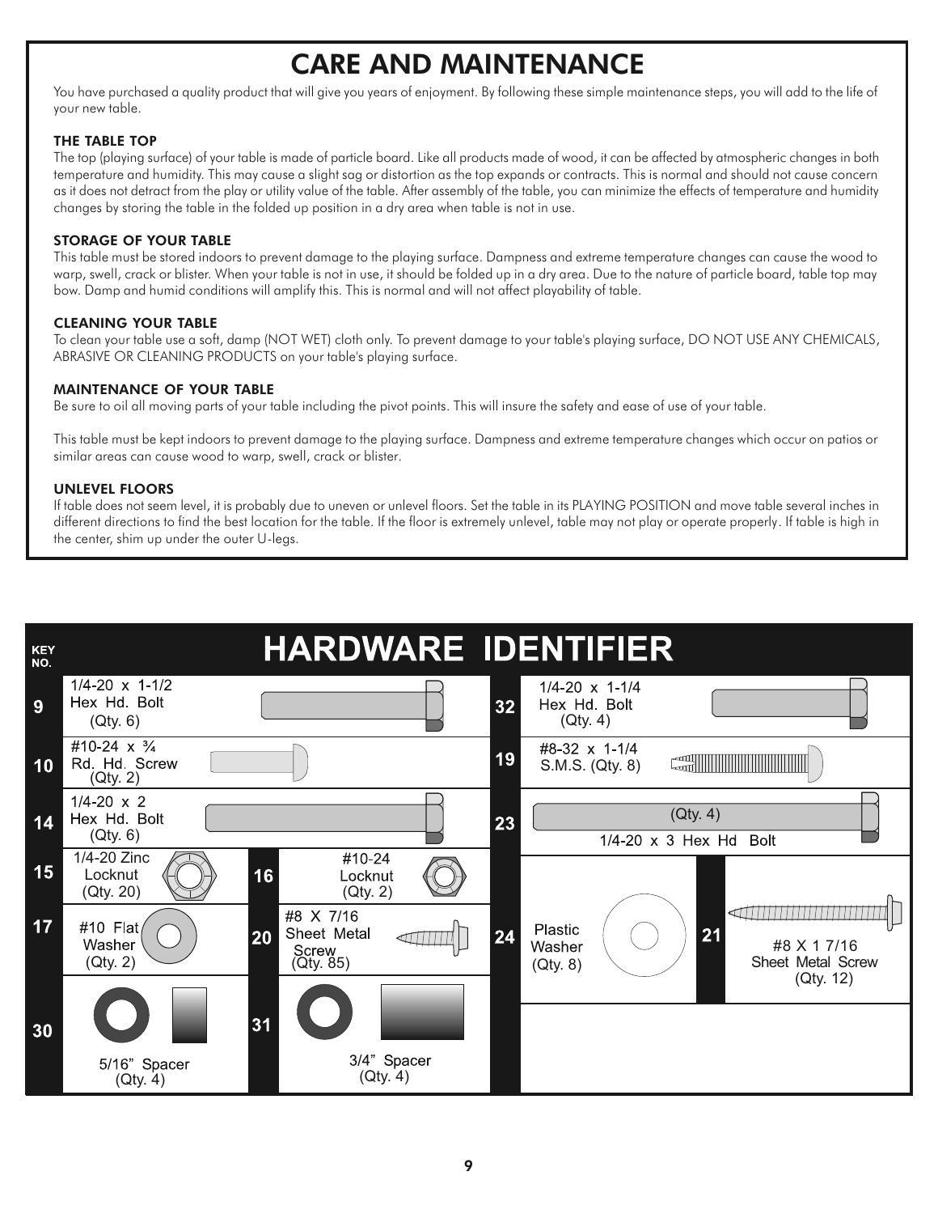# CARE AND MAINTENANCE

You have purchased a quality product that will give you years of enjoyment. By following these simple maintenance steps, you will add to the life of your new table.

### THE TABLE TOP

The top (playing surface) of your table is made of particle board. Like all products made of wood, it can be affected by atmospheric changes in both temperature and humidity. This may cause a slight sag or distortion as the top expands or contracts. This is normal and should not cause concern as it does not detract from the play or utility value of the table. After assembly of the table, you can minimize the effects of temperature and humidity changes by storing the table in the folded up position in a dry area when table is not in use.

### STORAGE OF YOUR TABLE

This table must be stored indoors to prevent damage to the playing surface. Dampness and extreme temperature changes can cause the wood to warp, swell, crack or blister. When your table is not in use, it should be folded up in a dry area. Due to the nature of particle board, table top may bow. Damp and humid conditions will amplify this. This is normal and will not affect playability of table.

### CLEANING YOUR TABLE

To clean your table use a soft, damp (NOT WET) cloth only. To prevent damage to your table's playing surface, DO NOT USE ANY CHEMICALS, ABRASIVE OR CLEANING PRODUCTS on your table's playing surface.

### MAINTENANCE OF YOUR TABLE

Be sure to oil all moving parts of your table including the pivot points. This will insure the safety and ease of use of your table.

This table must be kept indoors to prevent damage to the playing surface. Dampness and extreme temperature changes which occur on patios or similar areas can cause wood to warp, swell, crack or blister.

### UNLEVEL FLOORS

If table does not seem level, it is probably due to uneven or unlevel floors. Set the table in its PLAYING POSITION and move table several inches in different directions to find the best location for the table. If the floor is extremely unlevel, table may not play or operate properly. If table is high in the center, shim up under the outer U-legs.

# HARDWARE IDENTIFIER

| KEY NO. | Description | Qty. |
|---|---|---|
| 9 | 1/4-20 x 1-1/2 Hex Hd. Bolt | 6 |
| 10 | #10-24 x ¾ Rd. Hd. Screw | 2 |
| 14 | 1/4-20 x 2 Hex Hd. Bolt | 6 |
| 15 | 1/4-20 Zinc Locknut | 20 |
| 16 | #10-24 Locknut | 2 |
| 17 | #10 Flat Washer | 2 |
| 20 | #8 X 7/16 Sheet Metal Screw | 85 |
| 30 | 5/16" Spacer | 4 |
| 31 | 3/4" Spacer | 4 |
| 32 | 1/4-20 x 1-1/4 Hex Hd. Bolt | 4 |
| 19 | #8-32 x 1-1/4 S.M.S. | 8 |
| 23 | 1/4-20 x 3 Hex Hd Bolt | 4 |
| 24 | Plastic Washer | 8 |
| 21 | #8 X 1 7/16 Sheet Metal Screw | 12 |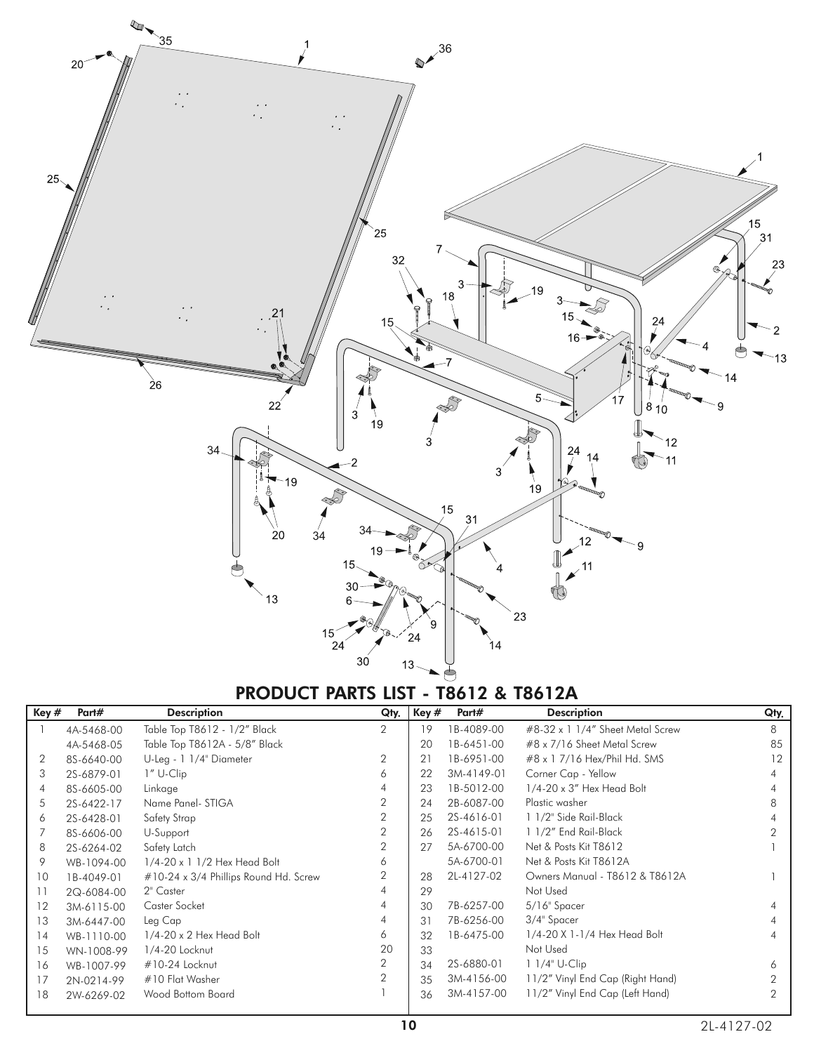## PRODUCT PARTS LIST - T8612 & T8612A

| Key # | Part# | Description | Qty. | Key # | Part# | Description | Qty. |
|---|---|---|---|---|---|---|---|
| 1 | 4A-5468-00 | Table Top T8612 - 1/2" Black | 2 | 19 | 1B-4089-00 | #8-32 x 1 1/4" Sheet Metal Screw | 8 |
| | 4A-5468-05 | Table Top T8612A - 5/8" Black | | 20 | 1B-6451-00 | #8 x 7/16 Sheet Metal Screw | 85 |
| 2 | 8S-6640-00 | U-Leg - 1 1/4" Diameter | 2 | 21 | 1B-6951-00 | #8 x 1 7/16 Hex/Phil Hd. SMS | 12 |
| 3 | 2S-6879-01 | 1" U-Clip | 6 | 22 | 3M-4149-01 | Corner Cap - Yellow | 4 |
| 4 | 8S-6605-00 | Linkage | 4 | 23 | 1B-5012-00 | 1/4-20 x 3" Hex Head Bolt | 4 |
| 5 | 2S-6422-17 | Name Panel- STIGA | 2 | 24 | 2B-6087-00 | Plastic washer | 8 |
| 6 | 2S-6428-01 | Safety Strap | 2 | 25 | 2S-4616-01 | 1 1/2" Side Rail-Black | 4 |
| 7 | 8S-6606-00 | U-Support | 2 | 26 | 2S-4615-01 | 1 1/2" End Rail-Black | 2 |
| 8 | 2S-6264-02 | Safety Latch | 2 | 27 | 5A-6700-00 | Net & Posts Kit T8612 | 1 |
| 9 | WB-1094-00 | 1/4-20 x 1 1/2 Hex Head Bolt | 6 | | 5A-6700-01 | Net & Posts Kit T8612A | |
| 10 | 1B-4049-01 | #10-24 x 3/4 Phillips Round Hd. Screw | 2 | 28 | 2L-4127-02 | Owners Manual - T8612 & T8612A | 1 |
| 11 | 2Q-6084-00 | 2" Caster | 4 | 29 | | Not Used | |
| 12 | 3M-6115-00 | Caster Socket | 4 | 30 | 7B-6257-00 | 5/16" Spacer | 4 |
| 13 | 3M-6447-00 | Leg Cap | 4 | 31 | 7B-6256-00 | 3/4" Spacer | 4 |
| 14 | WB-1110-00 | 1/4-20 x 2 Hex Head Bolt | 6 | 32 | 1B-6475-00 | 1/4-20 X 1-1/4 Hex Head Bolt | 4 |
| 15 | WN-1008-99 | 1/4-20 Locknut | 20 | 33 | | Not Used | |
| 16 | WB-1007-99 | #10-24 Locknut | 2 | 34 | 2S-6880-01 | 1 1/4" U-Clip | 6 |
| 17 | 2N-0214-99 | #10 Flat Washer | 2 | 35 | 3M-4156-00 | 11/2" Vinyl End Cap (Right Hand) | 2 |
| 18 | 2W-6269-02 | Wood Bottom Board | 1 | 36 | 3M-4157-00 | 11/2" Vinyl End Cap (Left Hand) | 2 |

2L-4127-02